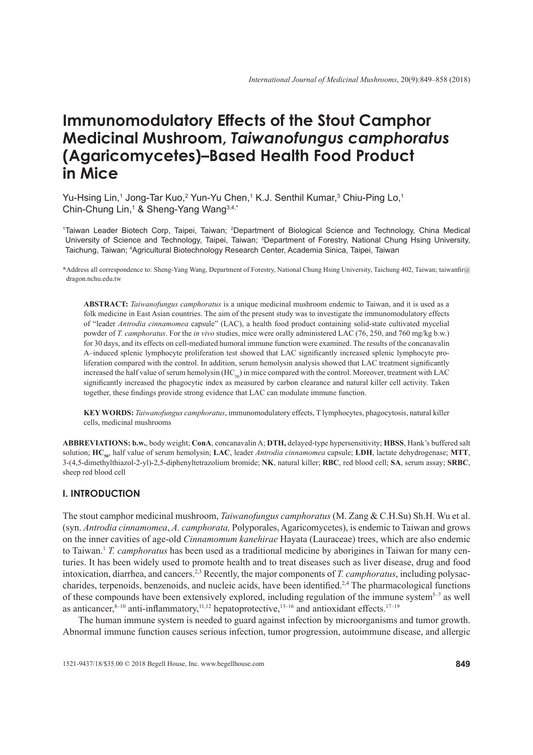# Immunomodulatory Effects of the Stout Camphor Medicinal Mushroom, *Taiwanofungus camphoratus* (Agaricomycetes)–Based Health Food Product in Mice

Yu-Hsing Lin,[1] Jong-Tar Kuo,[2] Yun-Yu Chen,[1] K.J. Senthil Kumar,[3] Chiu-Ping Lo,[1] Chin-Chung Lin,[1] & Sheng-Yang Wang[3,4,*]

[1]Taiwan Leader Biotech Corp, Taipei, Taiwan; [2]Department of Biological Science and Technology, China Medical University of Science and Technology, Taipei, Taiwan; [3]Department of Forestry, National Chung Hsing University, Taichung, Taiwan; [4]Agricultural Biotechnology Research Center, Academia Sinica, Taipei, Taiwan

*Address all correspondence to: Sheng-Yang Wang, Department of Forestry, National Chung Hsing University, Taichung 402, Taiwan; taiwanfir@dragon.nchu.edu.tw

**ABSTRACT:** *Taiwanofungus camphoratus* is a unique medicinal mushroom endemic to Taiwan, and it is used as a folk medicine in East Asian countries. The aim of the present study was to investigate the immunomodulatory effects of "leader *Antrodia cinnamomea* capsule" (LAC), a health food product containing solid-state cultivated mycelial powder of *T. camphoratus*. For the *in vivo* studies, mice were orally administered LAC (76, 250, and 760 mg/kg b.w.) for 30 days, and its effects on cell-mediated humoral immune function were examined. The results of the concanavalin A–induced splenic lymphocyte proliferation test showed that LAC significantly increased splenic lymphocyte proliferation compared with the control. In addition, serum hemolysin analysis showed that LAC treatment significantly increased the half value of serum hemolysin ($HC_{50}$) in mice compared with the control. Moreover, treatment with LAC significantly increased the phagocytic index as measured by carbon clearance and natural killer cell activity. Taken together, these findings provide strong evidence that LAC can modulate immune function.

**KEY WORDS:** *Taiwanofungus camphoratus*, immunomodulatory effects, T lymphocytes, phagocytosis, natural killer cells, medicinal mushrooms

**ABBREVIATIONS:** **b.w.**, body weight; **ConA**, concanavalin A; **DTH,** delayed-type hypersensitivity; **HBSS**, Hank's buffered salt solution; **$HC_{50}$**, half value of serum hemolysin; **LAC**, leader *Antrodia cinnamomea* capsule; **LDH**, lactate dehydrogenase; **MTT**, 3-(4,5-dimethylthiazol-2-yl)-2,5-diphenyltetrazolium bromide; **NK**, natural killer; **RBC**, red blood cell; **SA**, serum assay; **SRBC**, sheep red blood cell

## I. INTRODUCTION

The stout camphor medicinal mushroom, *Taiwanofungus camphoratus* (M. Zang & C.H.Su) Sh.H. Wu et al. (syn. *Antrodia cinnamomea*, *A. camphorata,* Polyporales, Agaricomycetes), is endemic to Taiwan and grows on the inner cavities of age-old *Cinnamomum kanehirae* Hayata (Lauraceae) trees, which are also endemic to Taiwan.[1] *T. camphoratus* has been used as a traditional medicine by aborigines in Taiwan for many centuries. It has been widely used to promote health and to treat diseases such as liver disease, drug and food intoxication, diarrhea, and cancers.[2,3] Recently, the major components of *T. camphoratus*, including polysaccharides, terpenoids, benzenoids, and nucleic acids, have been identified.[2,4] The pharmacological functions of these compounds have been extensively explored, including regulation of the immune system[5–7] as well as anticancer,[8–10] anti-inflammatory,[11,12] hepatoprotective,[13–16] and antioxidant effects.[17–19]

The human immune system is needed to guard against infection by microorganisms and tumor growth. Abnormal immune function causes serious infection, tumor progression, autoimmune disease, and allergic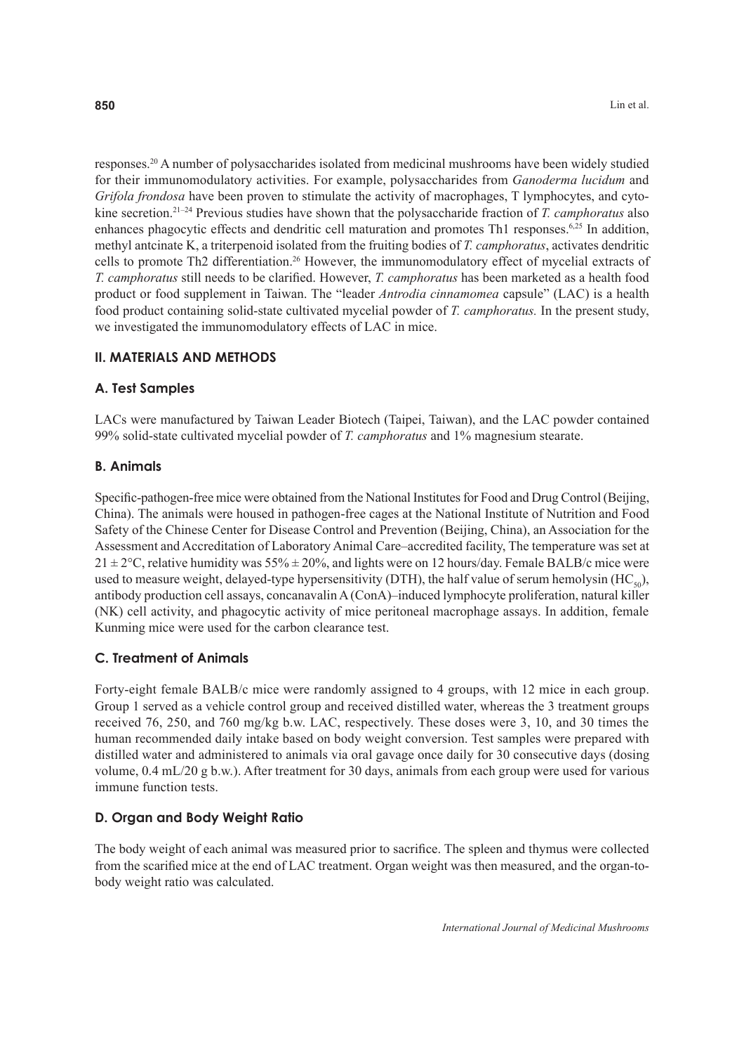responses.[20] A number of polysaccharides isolated from medicinal mushrooms have been widely studied for their immunomodulatory activities. For example, polysaccharides from *Ganoderma lucidum* and *Grifola frondosa* have been proven to stimulate the activity of macrophages, T lymphocytes, and cytokine secretion.[21–24] Previous studies have shown that the polysaccharide fraction of *T. camphoratus* also enhances phagocytic effects and dendritic cell maturation and promotes Th1 responses.[6,25] In addition, methyl antcinate K, a triterpenoid isolated from the fruiting bodies of *T. camphoratus*, activates dendritic cells to promote Th2 differentiation.[26] However, the immunomodulatory effect of mycelial extracts of *T. camphoratus* still needs to be clarified. However, *T. camphoratus* has been marketed as a health food product or food supplement in Taiwan. The "leader *Antrodia cinnamomea* capsule" (LAC) is a health food product containing solid-state cultivated mycelial powder of *T. camphoratus.* In the present study, we investigated the immunomodulatory effects of LAC in mice.

## II. MATERIALS AND METHODS

### A. Test Samples

LACs were manufactured by Taiwan Leader Biotech (Taipei, Taiwan), and the LAC powder contained 99% solid-state cultivated mycelial powder of *T. camphoratus* and 1% magnesium stearate.

### B. Animals

Specific-pathogen-free mice were obtained from the National Institutes for Food and Drug Control (Beijing, China). The animals were housed in pathogen-free cages at the National Institute of Nutrition and Food Safety of the Chinese Center for Disease Control and Prevention (Beijing, China), an Association for the Assessment and Accreditation of Laboratory Animal Care–accredited facility, The temperature was set at $21 \pm 2°C$, relative humidity was $55\% \pm 20\%$, and lights were on 12 hours/day. Female BALB/c mice were used to measure weight, delayed-type hypersensitivity (DTH), the half value of serum hemolysin ($HC_{50}$), antibody production cell assays, concanavalin A (ConA)–induced lymphocyte proliferation, natural killer (NK) cell activity, and phagocytic activity of mice peritoneal macrophage assays. In addition, female Kunming mice were used for the carbon clearance test.

### C. Treatment of Animals

Forty-eight female BALB/c mice were randomly assigned to 4 groups, with 12 mice in each group. Group 1 served as a vehicle control group and received distilled water, whereas the 3 treatment groups received 76, 250, and 760 mg/kg b.w. LAC, respectively. These doses were 3, 10, and 30 times the human recommended daily intake based on body weight conversion. Test samples were prepared with distilled water and administered to animals via oral gavage once daily for 30 consecutive days (dosing volume, 0.4 mL/20 g b.w.). After treatment for 30 days, animals from each group were used for various immune function tests.

### D. Organ and Body Weight Ratio

The body weight of each animal was measured prior to sacrifice. The spleen and thymus were collected from the scarified mice at the end of LAC treatment. Organ weight was then measured, and the organ-to-body weight ratio was calculated.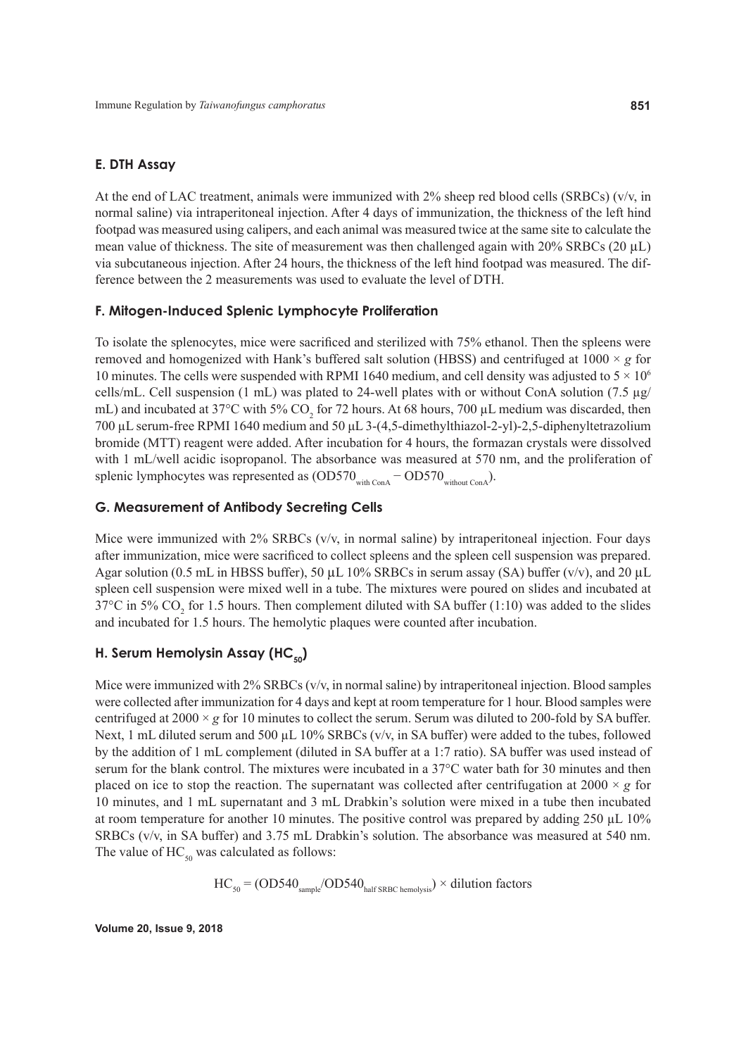### E. DTH Assay

At the end of LAC treatment, animals were immunized with 2% sheep red blood cells (SRBCs) (v/v, in normal saline) via intraperitoneal injection. After 4 days of immunization, the thickness of the left hind footpad was measured using calipers, and each animal was measured twice at the same site to calculate the mean value of thickness. The site of measurement was then challenged again with 20% SRBCs (20 μL) via subcutaneous injection. After 24 hours, the thickness of the left hind footpad was measured. The difference between the 2 measurements was used to evaluate the level of DTH.

### F. Mitogen-Induced Splenic Lymphocyte Proliferation

To isolate the splenocytes, mice were sacrificed and sterilized with 75% ethanol. Then the spleens were removed and homogenized with Hank's buffered salt solution (HBSS) and centrifuged at $1000 \times g$ for 10 minutes. The cells were suspended with RPMI 1640 medium, and cell density was adjusted to $5 \times 10^6$ cells/mL. Cell suspension (1 mL) was plated to 24-well plates with or without ConA solution (7.5 μg/mL) and incubated at 37°C with 5% $CO_2$ for 72 hours. At 68 hours, 700 μL medium was discarded, then 700 μL serum-free RPMI 1640 medium and 50 μL 3-(4,5-dimethylthiazol-2-yl)-2,5-diphenyltetrazolium bromide (MTT) reagent were added. After incubation for 4 hours, the formazan crystals were dissolved with 1 mL/well acidic isopropanol. The absorbance was measured at 570 nm, and the proliferation of splenic lymphocytes was represented as ($OD570_{\text{with ConA}} - OD570_{\text{without ConA}}$).

### G. Measurement of Antibody Secreting Cells

Mice were immunized with 2% SRBCs (v/v, in normal saline) by intraperitoneal injection. Four days after immunization, mice were sacrificed to collect spleens and the spleen cell suspension was prepared. Agar solution (0.5 mL in HBSS buffer), 50 μL 10% SRBCs in serum assay (SA) buffer (v/v), and 20 μL spleen cell suspension were mixed well in a tube. The mixtures were poured on slides and incubated at 37°C in 5% $CO_2$ for 1.5 hours. Then complement diluted with SA buffer (1:10) was added to the slides and incubated for 1.5 hours. The hemolytic plaques were counted after incubation.

### H. Serum Hemolysin Assay ($HC_{50}$)

Mice were immunized with 2% SRBCs (v/v, in normal saline) by intraperitoneal injection. Blood samples were collected after immunization for 4 days and kept at room temperature for 1 hour. Blood samples were centrifuged at $2000 \times g$ for 10 minutes to collect the serum. Serum was diluted to 200-fold by SA buffer. Next, 1 mL diluted serum and 500 μL 10% SRBCs (v/v, in SA buffer) were added to the tubes, followed by the addition of 1 mL complement (diluted in SA buffer at a 1:7 ratio). SA buffer was used instead of serum for the blank control. The mixtures were incubated in a 37°C water bath for 30 minutes and then placed on ice to stop the reaction. The supernatant was collected after centrifugation at $2000 \times g$ for 10 minutes, and 1 mL supernatant and 3 mL Drabkin's solution were mixed in a tube then incubated at room temperature for another 10 minutes. The positive control was prepared by adding 250 μL 10% SRBCs (v/v, in SA buffer) and 3.75 mL Drabkin's solution. The absorbance was measured at 540 nm. The value of $HC_{50}$ was calculated as follows:

$$HC_{50} = (OD540_{\text{sample}}/OD540_{\text{half SRBC hemolysis}}) \times \text{dilution factors}$$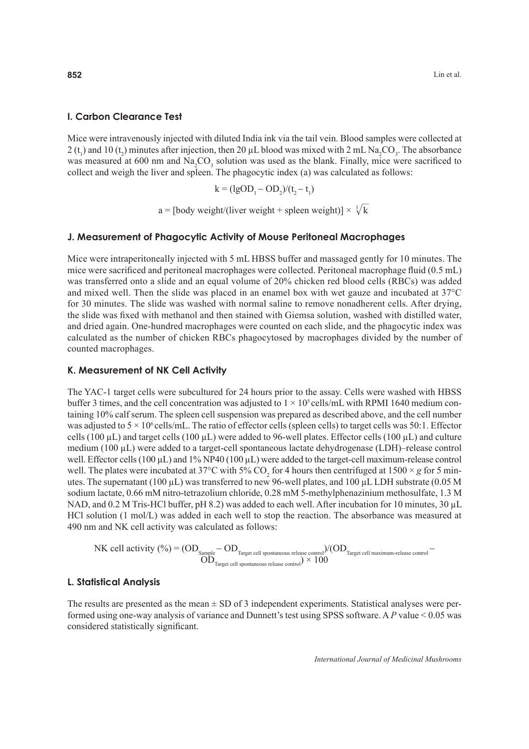### I. Carbon Clearance Test

Mice were intravenously injected with diluted India ink via the tail vein. Blood samples were collected at 2 ($t_1$) and 10 ($t_2$) minutes after injection, then 20 μL blood was mixed with 2 mL $Na_2CO_3$. The absorbance was measured at 600 nm and $Na_2CO_3$ solution was used as the blank. Finally, mice were sacrificed to collect and weigh the liver and spleen. The phagocytic index (a) was calculated as follows:

$$k = (\lg OD_1 - OD_2)/(t_2 - t_1)$$

$$a = [\text{body weight}/(\text{liver weight} + \text{spleen weight})] \times \sqrt[3]{k}$$

### J. Measurement of Phagocytic Activity of Mouse Peritoneal Macrophages

Mice were intraperitoneally injected with 5 mL HBSS buffer and massaged gently for 10 minutes. The mice were sacrificed and peritoneal macrophages were collected. Peritoneal macrophage fluid (0.5 mL) was transferred onto a slide and an equal volume of 20% chicken red blood cells (RBCs) was added and mixed well. Then the slide was placed in an enamel box with wet gauze and incubated at 37°C for 30 minutes. The slide was washed with normal saline to remove nonadherent cells. After drying, the slide was fixed with methanol and then stained with Giemsa solution, washed with distilled water, and dried again. One-hundred macrophages were counted on each slide, and the phagocytic index was calculated as the number of chicken RBCs phagocytosed by macrophages divided by the number of counted macrophages.

### K. Measurement of NK Cell Activity

The YAC-1 target cells were subcultured for 24 hours prior to the assay. Cells were washed with HBSS buffer 3 times, and the cell concentration was adjusted to $1 \times 10^5$ cells/mL with RPMI 1640 medium containing 10% calf serum. The spleen cell suspension was prepared as described above, and the cell number was adjusted to $5 \times 10^6$ cells/mL. The ratio of effector cells (spleen cells) to target cells was 50:1. Effector cells (100 μL) and target cells (100 μL) were added to 96-well plates. Effector cells (100 μL) and culture medium (100 μL) were added to a target-cell spontaneous lactate dehydrogenase (LDH)–release control well. Effector cells (100 μL) and 1% NP40 (100 μL) were added to the target-cell maximum-release control well. The plates were incubated at 37°C with 5% $CO_2$ for 4 hours then centrifuged at $1500 \times g$ for 5 minutes. The supernatant (100 μL) was transferred to new 96-well plates, and 100 μL LDH substrate (0.05 M sodium lactate, 0.66 mM nitro-tetrazolium chloride, 0.28 mM 5-methylphenazinium methosulfate, 1.3 M NAD, and 0.2 M Tris-HCl buffer, pH 8.2) was added to each well. After incubation for 10 minutes, 30 μL HCl solution (1 mol/L) was added in each well to stop the reaction. The absorbance was measured at 490 nm and NK cell activity was calculated as follows:

$$\text{NK cell activity (\%)} = (OD_{\text{Sample}} - OD_{\text{Target cell spontaneous release control}})/(OD_{\text{Target cell maximum-release control}} - OD_{\text{Target cell spontaneous release control}}) \times 100$$

### L. Statistical Analysis

The results are presented as the mean ± SD of 3 independent experiments. Statistical analyses were performed using one-way analysis of variance and Dunnett's test using SPSS software. A *P* value < 0.05 was considered statistically significant.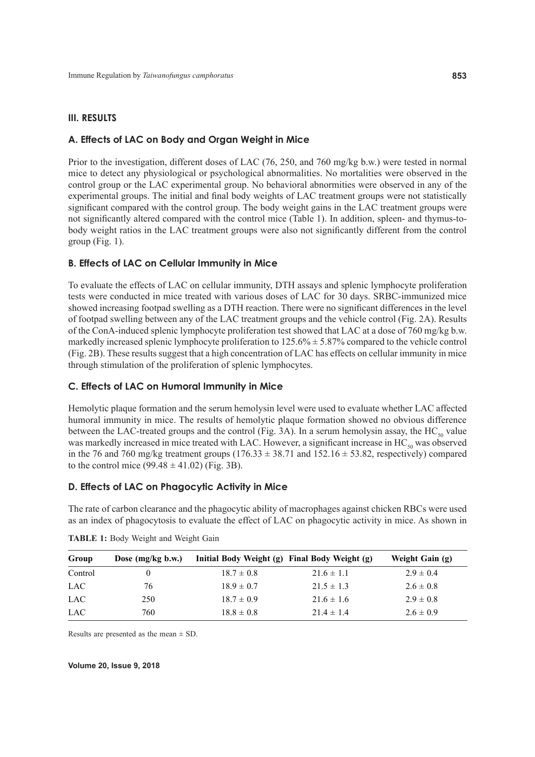## III. RESULTS

### A. Effects of LAC on Body and Organ Weight in Mice

Prior to the investigation, different doses of LAC (76, 250, and 760 mg/kg b.w.) were tested in normal mice to detect any physiological or psychological abnormalities. No mortalities were observed in the control group or the LAC experimental group. No behavioral abnormities were observed in any of the experimental groups. The initial and final body weights of LAC treatment groups were not statistically significant compared with the control group. The body weight gains in the LAC treatment groups were not significantly altered compared with the control mice (Table 1). In addition, spleen- and thymus-to-body weight ratios in the LAC treatment groups were also not significantly different from the control group (Fig. 1).

### B. Effects of LAC on Cellular Immunity in Mice

To evaluate the effects of LAC on cellular immunity, DTH assays and splenic lymphocyte proliferation tests were conducted in mice treated with various doses of LAC for 30 days. SRBC-immunized mice showed increasing footpad swelling as a DTH reaction. There were no significant differences in the level of footpad swelling between any of the LAC treatment groups and the vehicle control (Fig. 2A). Results of the ConA-induced splenic lymphocyte proliferation test showed that LAC at a dose of 760 mg/kg b.w. markedly increased splenic lymphocyte proliferation to 125.6% ± 5.87% compared to the vehicle control (Fig. 2B). These results suggest that a high concentration of LAC has effects on cellular immunity in mice through stimulation of the proliferation of splenic lymphocytes.

### C. Effects of LAC on Humoral Immunity in Mice

Hemolytic plaque formation and the serum hemolysin level were used to evaluate whether LAC affected humoral immunity in mice. The results of hemolytic plaque formation showed no obvious difference between the LAC-treated groups and the control (Fig. 3A). In a serum hemolysin assay, the $HC_{50}$ value was markedly increased in mice treated with LAC. However, a significant increase in $HC_{50}$ was observed in the 76 and 760 mg/kg treatment groups (176.33 ± 38.71 and 152.16 ± 53.82, respectively) compared to the control mice (99.48 ± 41.02) (Fig. 3B).

### D. Effects of LAC on Phagocytic Activity in Mice

The rate of carbon clearance and the phagocytic ability of macrophages against chicken RBCs were used as an index of phagocytosis to evaluate the effect of LAC on phagocytic activity in mice. As shown in

**TABLE 1:** Body Weight and Weight Gain

| Group | Dose (mg/kg b.w.) | Initial Body Weight (g) | Final Body Weight (g) | Weight Gain (g) |
|---|---|---|---|---|
| Control | 0 | 18.7 ± 0.8 | 21.6 ± 1.1 | 2.9 ± 0.4 |
| LAC | 76 | 18.9 ± 0.7 | 21.5 ± 1.3 | 2.6 ± 0.8 |
| LAC | 250 | 18.7 ± 0.9 | 21.6 ± 1.6 | 2.9 ± 0.8 |
| LAC | 760 | 18.8 ± 0.8 | 21.4 ± 1.4 | 2.6 ± 0.9 |

Results are presented as the mean ± SD.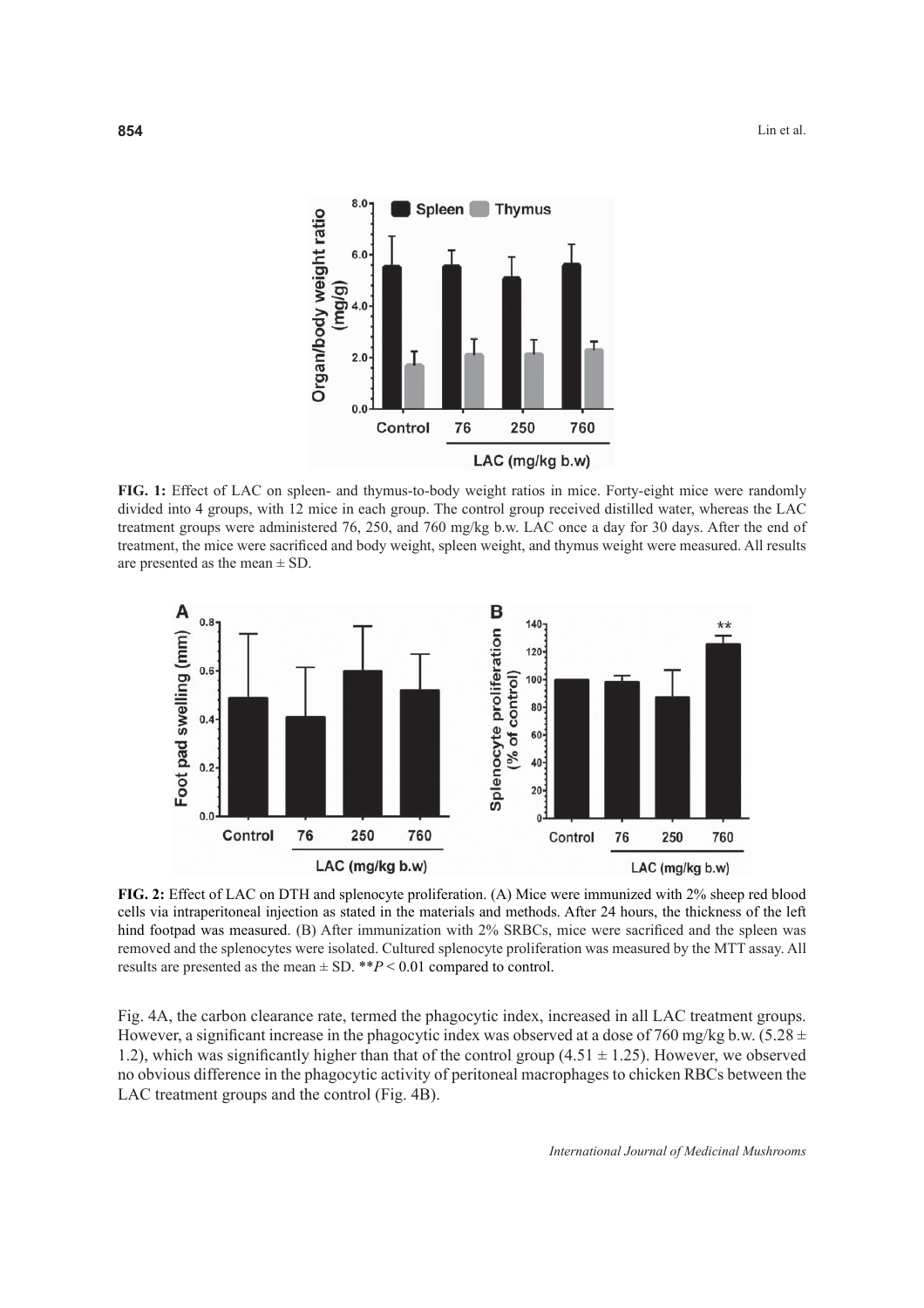**FIG. 1:** Effect of LAC on spleen- and thymus-to-body weight ratios in mice. Forty-eight mice were randomly divided into 4 groups, with 12 mice in each group. The control group received distilled water, whereas the LAC treatment groups were administered 76, 250, and 760 mg/kg b.w. LAC once a day for 30 days. After the end of treatment, the mice were sacrificed and body weight, spleen weight, and thymus weight were measured. All results are presented as the mean ± SD.

**FIG. 2:** Effect of LAC on DTH and splenocyte proliferation. (A) Mice were immunized with 2% sheep red blood cells via intraperitoneal injection as stated in the materials and methods. After 24 hours, the thickness of the left hind footpad was measured. (B) After immunization with 2% SRBCs, mice were sacrificed and the spleen was removed and the splenocytes were isolated. Cultured splenocyte proliferation was measured by the MTT assay. All results are presented as the mean ± SD. $^{**}P < 0.01$ compared to control.

Fig. 4A, the carbon clearance rate, termed the phagocytic index, increased in all LAC treatment groups. However, a significant increase in the phagocytic index was observed at a dose of 760 mg/kg b.w. (5.28 ± 1.2), which was significantly higher than that of the control group (4.51 ± 1.25). However, we observed no obvious difference in the phagocytic activity of peritoneal macrophages to chicken RBCs between the LAC treatment groups and the control (Fig. 4B).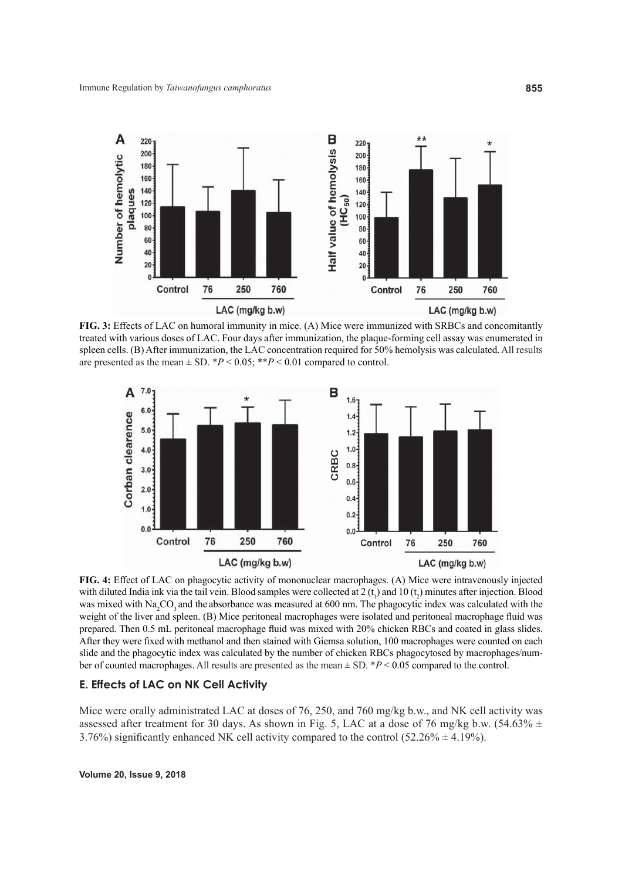**FIG. 3:** Effects of LAC on humoral immunity in mice. (A) Mice were immunized with SRBCs and concomitantly treated with various doses of LAC. Four days after immunization, the plaque-forming cell assay was enumerated in spleen cells. (B) After immunization, the LAC concentration required for 50% hemolysis was calculated. All results are presented as the mean ± SD. $^*P < 0.05$; $^{**}P < 0.01$ compared to control.

**FIG. 4:** Effect of LAC on phagocytic activity of mononuclear macrophages. (A) Mice were intravenously injected with diluted India ink via the tail vein. Blood samples were collected at 2 ($t_1$) and 10 ($t_2$) minutes after injection. Blood was mixed with $Na_2CO_3$ and the absorbance was measured at 600 nm. The phagocytic index was calculated with the weight of the liver and spleen. (B) Mice peritoneal macrophages were isolated and peritoneal macrophage fluid was prepared. Then 0.5 mL peritoneal macrophage fluid was mixed with 20% chicken RBCs and coated in glass slides. After they were fixed with methanol and then stained with Giemsa solution, 100 macrophages were counted on each slide and the phagocytic index was calculated by the number of chicken RBCs phagocytosed by macrophages/number of counted macrophages. All results are presented as the mean ± SD. $^*P < 0.05$ compared to the control.

### E. Effects of LAC on NK Cell Activity

Mice were orally administrated LAC at doses of 76, 250, and 760 mg/kg b.w., and NK cell activity was assessed after treatment for 30 days. As shown in Fig. 5, LAC at a dose of 76 mg/kg b.w. (54.63% ± 3.76%) significantly enhanced NK cell activity compared to the control (52.26% ± 4.19%).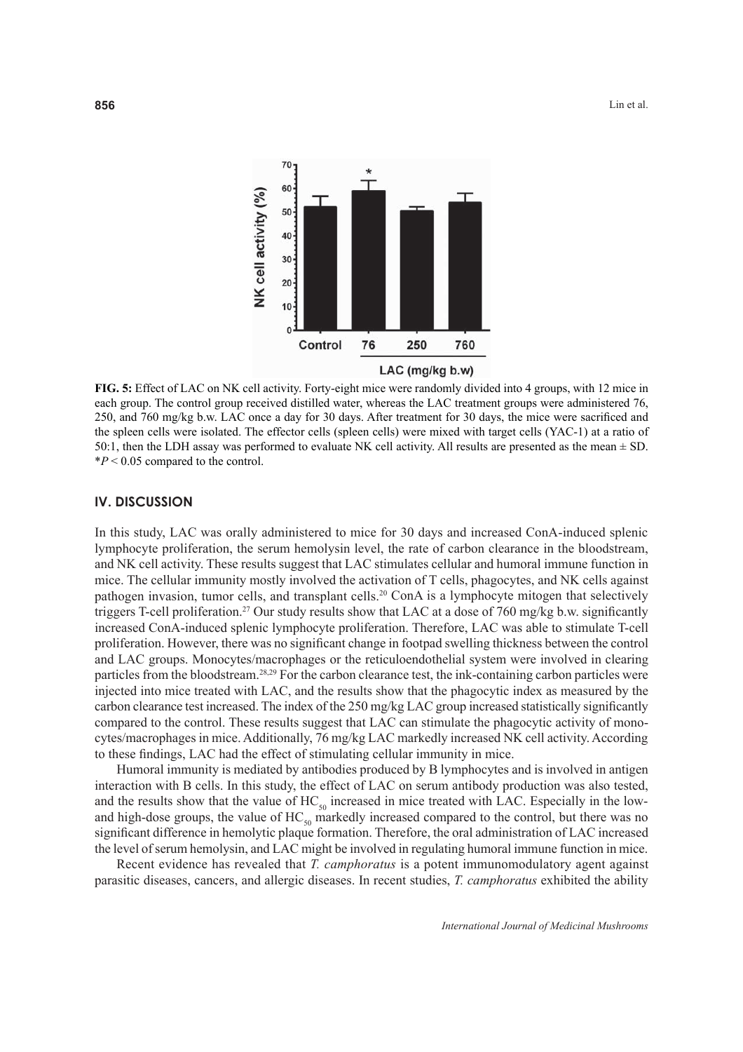**FIG. 5:** Effect of LAC on NK cell activity. Forty-eight mice were randomly divided into 4 groups, with 12 mice in each group. The control group received distilled water, whereas the LAC treatment groups were administered 76, 250, and 760 mg/kg b.w. LAC once a day for 30 days. After treatment for 30 days, the mice were sacrificed and the spleen cells were isolated. The effector cells (spleen cells) were mixed with target cells (YAC-1) at a ratio of 50:1, then the LDH assay was performed to evaluate NK cell activity. All results are presented as the mean ± SD. $^*P < 0.05$ compared to the control.

## IV. DISCUSSION

In this study, LAC was orally administered to mice for 30 days and increased ConA-induced splenic lymphocyte proliferation, the serum hemolysin level, the rate of carbon clearance in the bloodstream, and NK cell activity. These results suggest that LAC stimulates cellular and humoral immune function in mice. The cellular immunity mostly involved the activation of T cells, phagocytes, and NK cells against pathogen invasion, tumor cells, and transplant cells.[20] ConA is a lymphocyte mitogen that selectively triggers T-cell proliferation.[27] Our study results show that LAC at a dose of 760 mg/kg b.w. significantly increased ConA-induced splenic lymphocyte proliferation. Therefore, LAC was able to stimulate T-cell proliferation. However, there was no significant change in footpad swelling thickness between the control and LAC groups. Monocytes/macrophages or the reticuloendothelial system were involved in clearing particles from the bloodstream.[28,29] For the carbon clearance test, the ink-containing carbon particles were injected into mice treated with LAC, and the results show that the phagocytic index as measured by the carbon clearance test increased. The index of the 250 mg/kg LAC group increased statistically significantly compared to the control. These results suggest that LAC can stimulate the phagocytic activity of monocytes/macrophages in mice. Additionally, 76 mg/kg LAC markedly increased NK cell activity. According to these findings, LAC had the effect of stimulating cellular immunity in mice.

Humoral immunity is mediated by antibodies produced by B lymphocytes and is involved in antigen interaction with B cells. In this study, the effect of LAC on serum antibody production was also tested, and the results show that the value of $HC_{50}$ increased in mice treated with LAC. Especially in the low- and high-dose groups, the value of $HC_{50}$ markedly increased compared to the control, but there was no significant difference in hemolytic plaque formation. Therefore, the oral administration of LAC increased the level of serum hemolysin, and LAC might be involved in regulating humoral immune function in mice.

Recent evidence has revealed that *T. camphoratus* is a potent immunomodulatory agent against parasitic diseases, cancers, and allergic diseases. In recent studies, *T. camphoratus* exhibited the ability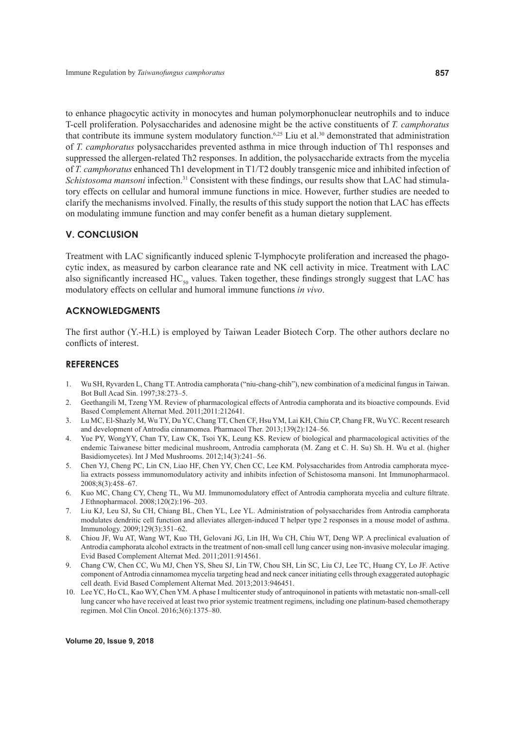to enhance phagocytic activity in monocytes and human polymorphonuclear neutrophils and to induce T-cell proliferation. Polysaccharides and adenosine might be the active constituents of *T. camphoratus* that contribute its immune system modulatory function.[6,25] Liu et al.[30] demonstrated that administration of *T. camphoratus* polysaccharides prevented asthma in mice through induction of Th1 responses and suppressed the allergen-related Th2 responses. In addition, the polysaccharide extracts from the mycelia of *T. camphoratus* enhanced Th1 development in T1/T2 doubly transgenic mice and inhibited infection of *Schistosoma mansoni* infection.[31] Consistent with these findings, our results show that LAC had stimulatory effects on cellular and humoral immune functions in mice. However, further studies are needed to clarify the mechanisms involved. Finally, the results of this study support the notion that LAC has effects on modulating immune function and may confer benefit as a human dietary supplement.

## V. CONCLUSION

Treatment with LAC significantly induced splenic T-lymphocyte proliferation and increased the phagocytic index, as measured by carbon clearance rate and NK cell activity in mice. Treatment with LAC also significantly increased $HC_{50}$ values. Taken together, these findings strongly suggest that LAC has modulatory effects on cellular and humoral immune functions *in vivo*.

## ACKNOWLEDGMENTS

The first author (Y.-H.L) is employed by Taiwan Leader Biotech Corp. The other authors declare no conflicts of interest.

## REFERENCES

1. Wu SH, Ryvarden L, Chang TT. Antrodia camphorata ("niu-chang-chih"), new combination of a medicinal fungus in Taiwan. Bot Bull Acad Sin. 1997;38:273–5.
2. Geethangili M, Tzeng YM. Review of pharmacological effects of Antrodia camphorata and its bioactive compounds. Evid Based Complement Alternat Med. 2011;2011:212641.
3. Lu MC, El-Shazly M, Wu TY, Du YC, Chang TT, Chen CF, Hsu YM, Lai KH, Chiu CP, Chang FR, Wu YC. Recent research and development of Antrodia cinnamomea. Pharmacol Ther. 2013;139(2):124–56.
4. Yue PY, WongYY, Chan TY, Law CK, Tsoi YK, Leung KS. Review of biological and pharmacological activities of the endemic Taiwanese bitter medicinal mushroom, Antrodia camphorata (M. Zang et C. H. Su) Sh. H. Wu et al. (higher Basidiomycetes). Int J Med Mushrooms. 2012;14(3):241–56.
5. Chen YJ, Cheng PC, Lin CN, Liao HF, Chen YY, Chen CC, Lee KM. Polysaccharides from Antrodia camphorata mycelia extracts possess immunomodulatory activity and inhibits infection of Schistosoma mansoni. Int Immunopharmacol. 2008;8(3):458–67.
6. Kuo MC, Chang CY, Cheng TL, Wu MJ. Immunomodulatory effect of Antrodia camphorata mycelia and culture filtrate. J Ethnopharmacol. 2008;120(2):196–203.
7. Liu KJ, Leu SJ, Su CH, Chiang BL, Chen YL, Lee YL. Administration of polysaccharides from Antrodia camphorata modulates dendritic cell function and alleviates allergen-induced T helper type 2 responses in a mouse model of asthma. Immunology. 2009;129(3):351–62.
8. Chiou JF, Wu AT, Wang WT, Kuo TH, Gelovani JG, Lin IH, Wu CH, Chiu WT, Deng WP. A preclinical evaluation of Antrodia camphorata alcohol extracts in the treatment of non-small cell lung cancer using non-invasive molecular imaging. Evid Based Complement Alternat Med. 2011;2011:914561.
9. Chang CW, Chen CC, Wu MJ, Chen YS, Sheu SJ, Lin TW, Chou SH, Lin SC, Liu CJ, Lee TC, Huang CY, Lo JF. Active component of Antrodia cinnamomea mycelia targeting head and neck cancer initiating cells through exaggerated autophagic cell death. Evid Based Complement Alternat Med. 2013;2013:946451.
10. Lee YC, Ho CL, Kao WY, Chen YM. A phase I multicenter study of antroquinonol in patients with metastatic non-small-cell lung cancer who have received at least two prior systemic treatment regimens, including one platinum-based chemotherapy regimen. Mol Clin Oncol. 2016;3(6):1375–80.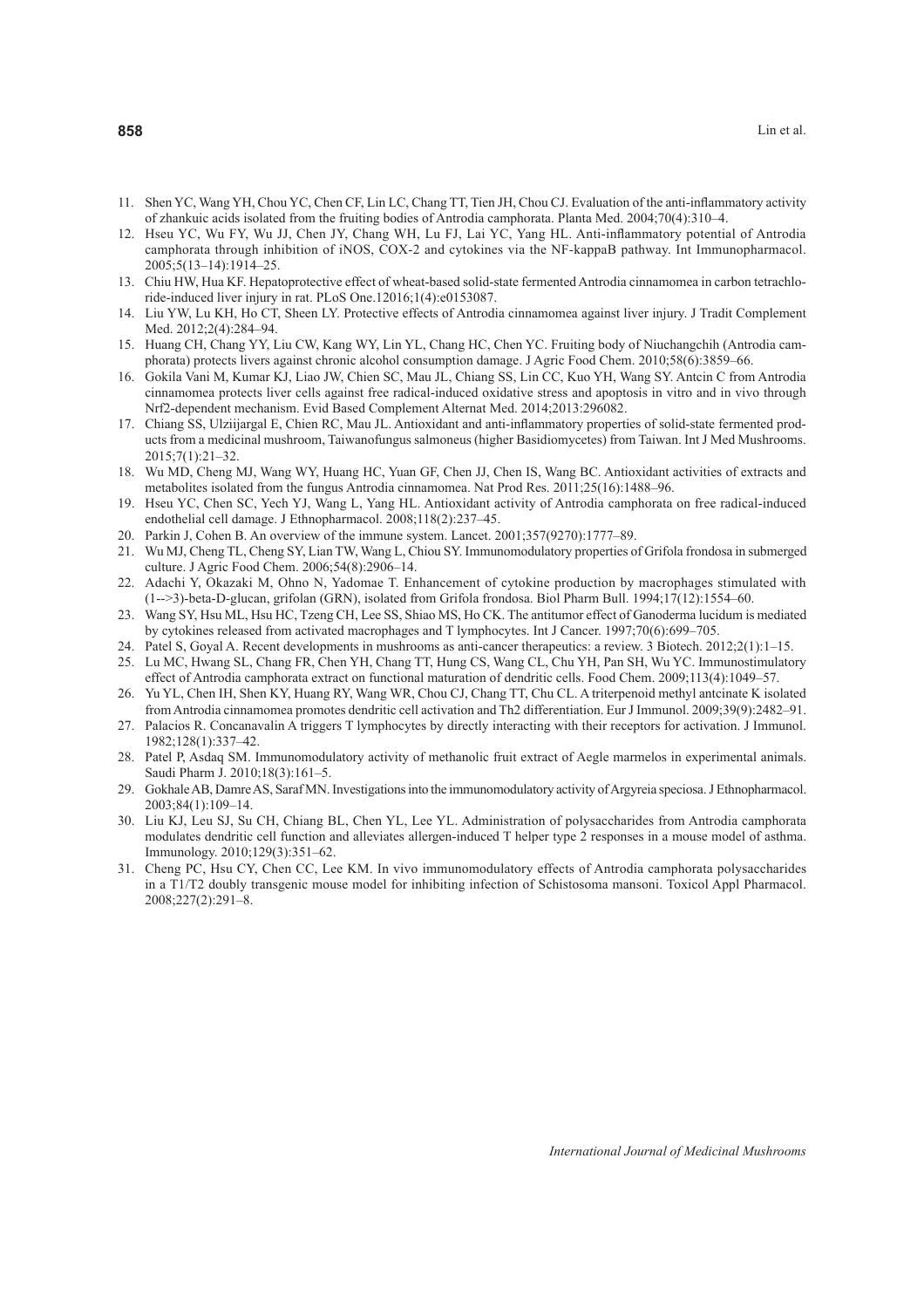11. Shen YC, Wang YH, Chou YC, Chen CF, Lin LC, Chang TT, Tien JH, Chou CJ. Evaluation of the anti-inflammatory activity of zhankuic acids isolated from the fruiting bodies of Antrodia camphorata. Planta Med. 2004;70(4):310–4.
12. Hseu YC, Wu FY, Wu JJ, Chen JY, Chang WH, Lu FJ, Lai YC, Yang HL. Anti-inflammatory potential of Antrodia camphorata through inhibition of iNOS, COX-2 and cytokines via the NF-kappaB pathway. Int Immunopharmacol. 2005;5(13–14):1914–25.
13. Chiu HW, Hua KF. Hepatoprotective effect of wheat-based solid-state fermented Antrodia cinnamomea in carbon tetrachloride-induced liver injury in rat. PLoS One.12016;1(4):e0153087.
14. Liu YW, Lu KH, Ho CT, Sheen LY. Protective effects of Antrodia cinnamomea against liver injury. J Tradit Complement Med. 2012;2(4):284–94.
15. Huang CH, Chang YY, Liu CW, Kang WY, Lin YL, Chang HC, Chen YC. Fruiting body of Niuchangchih (Antrodia camphorata) protects livers against chronic alcohol consumption damage. J Agric Food Chem. 2010;58(6):3859–66.
16. Gokila Vani M, Kumar KJ, Liao JW, Chien SC, Mau JL, Chiang SS, Lin CC, Kuo YH, Wang SY. Antcin C from Antrodia cinnamomea protects liver cells against free radical-induced oxidative stress and apoptosis in vitro and in vivo through Nrf2-dependent mechanism. Evid Based Complement Alternat Med. 2014;2013:296082.
17. Chiang SS, Ulziijargal E, Chien RC, Mau JL. Antioxidant and anti-inflammatory properties of solid-state fermented products from a medicinal mushroom, Taiwanofungus salmoneus (higher Basidiomycetes) from Taiwan. Int J Med Mushrooms. 2015;7(1):21–32.
18. Wu MD, Cheng MJ, Wang WY, Huang HC, Yuan GF, Chen JJ, Chen IS, Wang BC. Antioxidant activities of extracts and metabolites isolated from the fungus Antrodia cinnamomea. Nat Prod Res. 2011;25(16):1488–96.
19. Hseu YC, Chen SC, Yech YJ, Wang L, Yang HL. Antioxidant activity of Antrodia camphorata on free radical-induced endothelial cell damage. J Ethnopharmacol. 2008;118(2):237–45.
20. Parkin J, Cohen B. An overview of the immune system. Lancet. 2001;357(9270):1777–89.
21. Wu MJ, Cheng TL, Cheng SY, Lian TW, Wang L, Chiou SY. Immunomodulatory properties of Grifola frondosa in submerged culture. J Agric Food Chem. 2006;54(8):2906–14.
22. Adachi Y, Okazaki M, Ohno N, Yadomae T. Enhancement of cytokine production by macrophages stimulated with (1-->3)-beta-D-glucan, grifolan (GRN), isolated from Grifola frondosa. Biol Pharm Bull. 1994;17(12):1554–60.
23. Wang SY, Hsu ML, Hsu HC, Tzeng CH, Lee SS, Shiao MS, Ho CK. The antitumor effect of Ganoderma lucidum is mediated by cytokines released from activated macrophages and T lymphocytes. Int J Cancer. 1997;70(6):699–705.
24. Patel S, Goyal A. Recent developments in mushrooms as anti-cancer therapeutics: a review. 3 Biotech. 2012;2(1):1–15.
25. Lu MC, Hwang SL, Chang FR, Chen YH, Chang TT, Hung CS, Wang CL, Chu YH, Pan SH, Wu YC. Immunostimulatory effect of Antrodia camphorata extract on functional maturation of dendritic cells. Food Chem. 2009;113(4):1049–57.
26. Yu YL, Chen IH, Shen KY, Huang RY, Wang WR, Chou CJ, Chang TT, Chu CL. A triterpenoid methyl antcinate K isolated from Antrodia cinnamomea promotes dendritic cell activation and Th2 differentiation. Eur J Immunol. 2009;39(9):2482–91.
27. Palacios R. Concanavalin A triggers T lymphocytes by directly interacting with their receptors for activation. J Immunol. 1982;128(1):337–42.
28. Patel P, Asdaq SM. Immunomodulatory activity of methanolic fruit extract of Aegle marmelos in experimental animals. Saudi Pharm J. 2010;18(3):161–5.
29. Gokhale AB, Damre AS, Saraf MN. Investigations into the immunomodulatory activity of Argyreia speciosa. J Ethnopharmacol. 2003;84(1):109–14.
30. Liu KJ, Leu SJ, Su CH, Chiang BL, Chen YL, Lee YL. Administration of polysaccharides from Antrodia camphorata modulates dendritic cell function and alleviates allergen-induced T helper type 2 responses in a mouse model of asthma. Immunology. 2010;129(3):351–62.
31. Cheng PC, Hsu CY, Chen CC, Lee KM. In vivo immunomodulatory effects of Antrodia camphorata polysaccharides in a T1/T2 doubly transgenic mouse model for inhibiting infection of Schistosoma mansoni. Toxicol Appl Pharmacol. 2008;227(2):291–8.